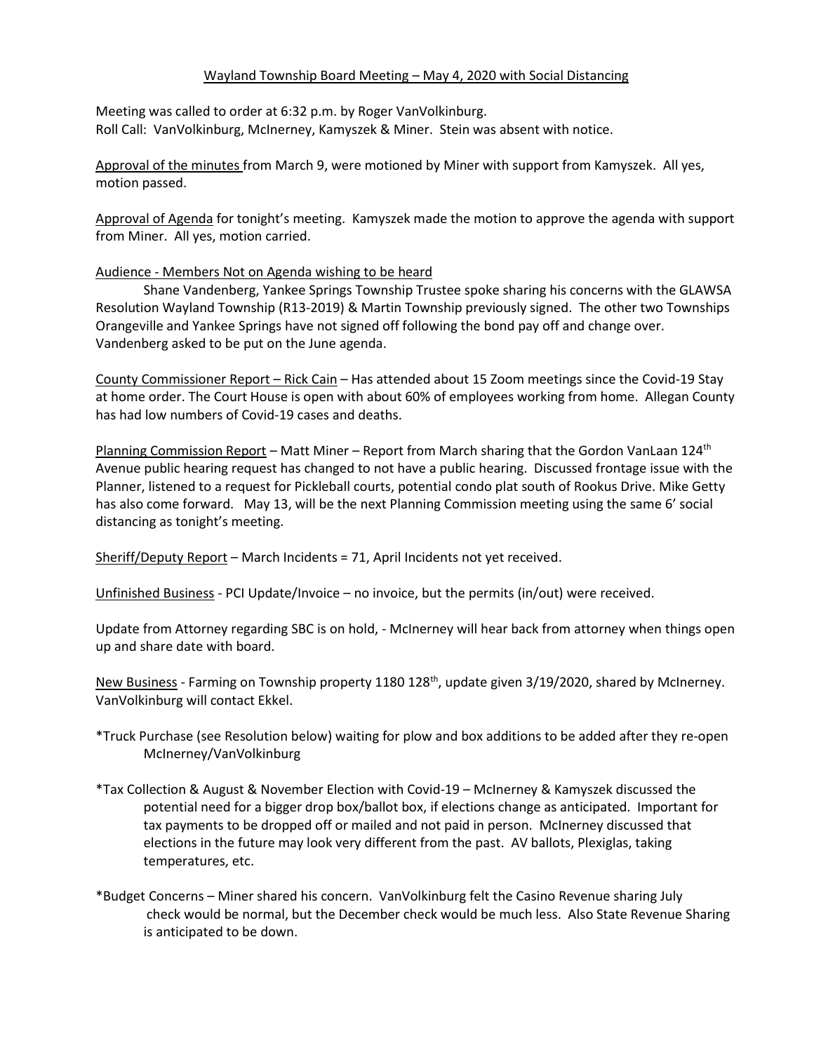Wayland Township Board Meeting – May 4, 2020 with Social Distancing

Meeting was called to order at 6:32 p.m. by Roger VanVolkinburg.
Roll Call: VanVolkinburg, McInerney, Kamyszek & Miner. Stein was absent with notice.

Approval of the minutes from March 9, were motioned by Miner with support from Kamyszek. All yes, motion passed.

Approval of Agenda for tonight's meeting. Kamyszek made the motion to approve the agenda with support from Miner. All yes, motion carried.

Audience - Members Not on Agenda wishing to be heard

Shane Vandenberg, Yankee Springs Township Trustee spoke sharing his concerns with the GLAWSA Resolution Wayland Township (R13-2019) & Martin Township previously signed. The other two Townships Orangeville and Yankee Springs have not signed off following the bond pay off and change over. Vandenberg asked to be put on the June agenda.

County Commissioner Report – Rick Cain – Has attended about 15 Zoom meetings since the Covid-19 Stay at home order. The Court House is open with about 60% of employees working from home. Allegan County has had low numbers of Covid-19 cases and deaths.

Planning Commission Report – Matt Miner – Report from March sharing that the Gordon VanLaan 124th Avenue public hearing request has changed to not have a public hearing. Discussed frontage issue with the Planner, listened to a request for Pickleball courts, potential condo plat south of Rookus Drive. Mike Getty has also come forward. May 13, will be the next Planning Commission meeting using the same 6' social distancing as tonight's meeting.

Sheriff/Deputy Report – March Incidents = 71, April Incidents not yet received.

Unfinished Business - PCI Update/Invoice – no invoice, but the permits (in/out) were received.

Update from Attorney regarding SBC is on hold, - McInerney will hear back from attorney when things open up and share date with board.

New Business - Farming on Township property 1180 128th, update given 3/19/2020, shared by McInerney. VanVolkinburg will contact Ekkel.

*Truck Purchase (see Resolution below) waiting for plow and box additions to be added after they re-open McInerney/VanVolkinburg

*Tax Collection & August & November Election with Covid-19 – McInerney & Kamyszek discussed the potential need for a bigger drop box/ballot box, if elections change as anticipated. Important for tax payments to be dropped off or mailed and not paid in person. McInerney discussed that elections in the future may look very different from the past. AV ballots, Plexiglas, taking temperatures, etc.

*Budget Concerns – Miner shared his concern. VanVolkinburg felt the Casino Revenue sharing July check would be normal, but the December check would be much less. Also State Revenue Sharing is anticipated to be down.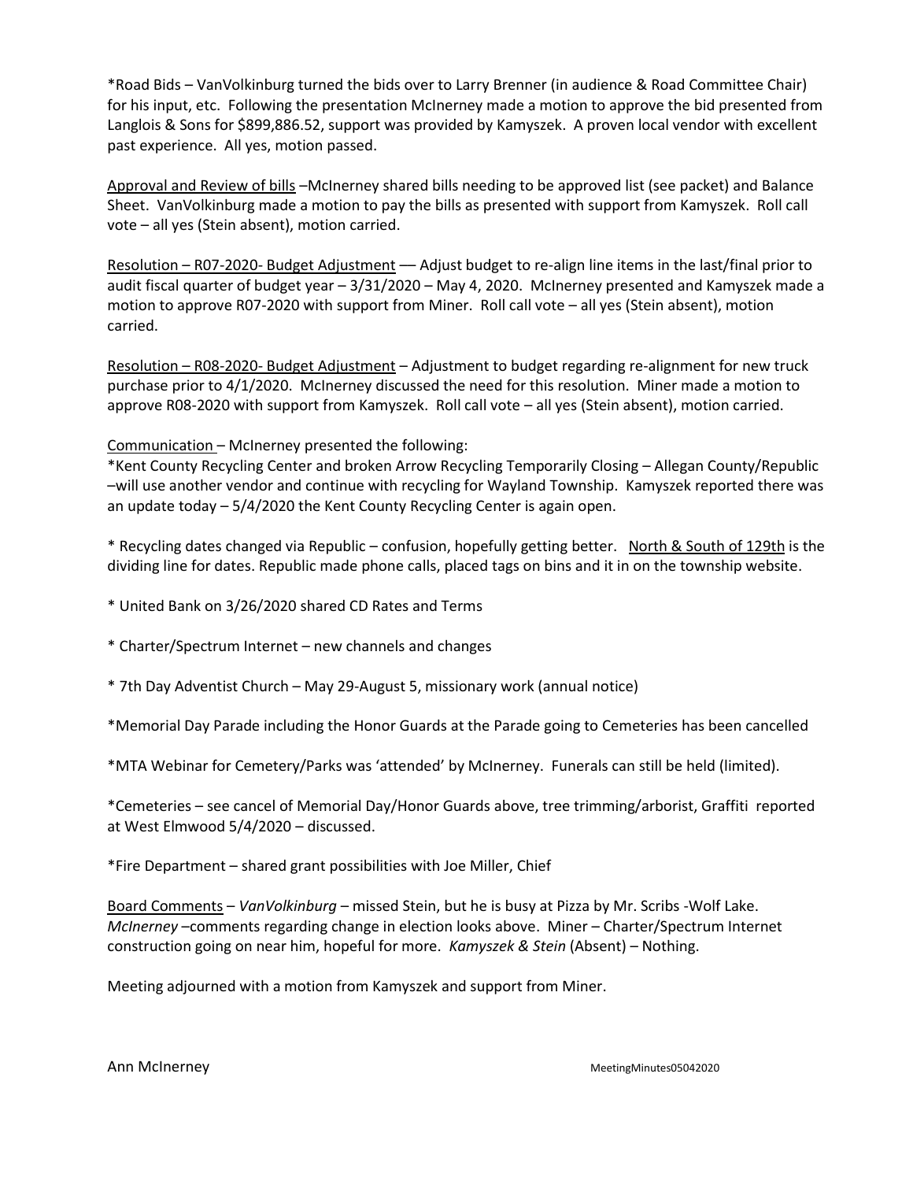*Road Bids – VanVolkinburg turned the bids over to Larry Brenner (in audience & Road Committee Chair) for his input, etc. Following the presentation McInerney made a motion to approve the bid presented from Langlois & Sons for $899,886.52, support was provided by Kamyszek. A proven local vendor with excellent past experience. All yes, motion passed.

Approval and Review of bills –McInerney shared bills needing to be approved list (see packet) and Balance Sheet. VanVolkinburg made a motion to pay the bills as presented with support from Kamyszek. Roll call vote – all yes (Stein absent), motion carried.

Resolution – R07-2020- Budget Adjustment –– Adjust budget to re-align line items in the last/final prior to audit fiscal quarter of budget year – 3/31/2020 – May 4, 2020. McInerney presented and Kamyszek made a motion to approve R07-2020 with support from Miner. Roll call vote – all yes (Stein absent), motion carried.

Resolution – R08-2020- Budget Adjustment – Adjustment to budget regarding re-alignment for new truck purchase prior to 4/1/2020. McInerney discussed the need for this resolution. Miner made a motion to approve R08-2020 with support from Kamyszek. Roll call vote – all yes (Stein absent), motion carried.

Communication – McInerney presented the following:

*Kent County Recycling Center and broken Arrow Recycling Temporarily Closing – Allegan County/Republic –will use another vendor and continue with recycling for Wayland Township. Kamyszek reported there was an update today – 5/4/2020 the Kent County Recycling Center is again open.

* Recycling dates changed via Republic – confusion, hopefully getting better. North & South of 129th is the dividing line for dates. Republic made phone calls, placed tags on bins and it in on the township website.

* United Bank on 3/26/2020 shared CD Rates and Terms

* Charter/Spectrum Internet – new channels and changes

* 7th Day Adventist Church – May 29-August 5, missionary work (annual notice)

*Memorial Day Parade including the Honor Guards at the Parade going to Cemeteries has been cancelled

*MTA Webinar for Cemetery/Parks was 'attended' by McInerney. Funerals can still be held (limited).

*Cemeteries – see cancel of Memorial Day/Honor Guards above, tree trimming/arborist, Graffiti reported at West Elmwood 5/4/2020 – discussed.

*Fire Department – shared grant possibilities with Joe Miller, Chief

Board Comments – *VanVolkinburg* – missed Stein, but he is busy at Pizza by Mr. Scribs -Wolf Lake. *McInerney* –comments regarding change in election looks above. Miner – Charter/Spectrum Internet construction going on near him, hopeful for more. *Kamyszek & Stein* (Absent) – Nothing.

Meeting adjourned with a motion from Kamyszek and support from Miner.

Ann McInerney

MeetingMinutes05042020